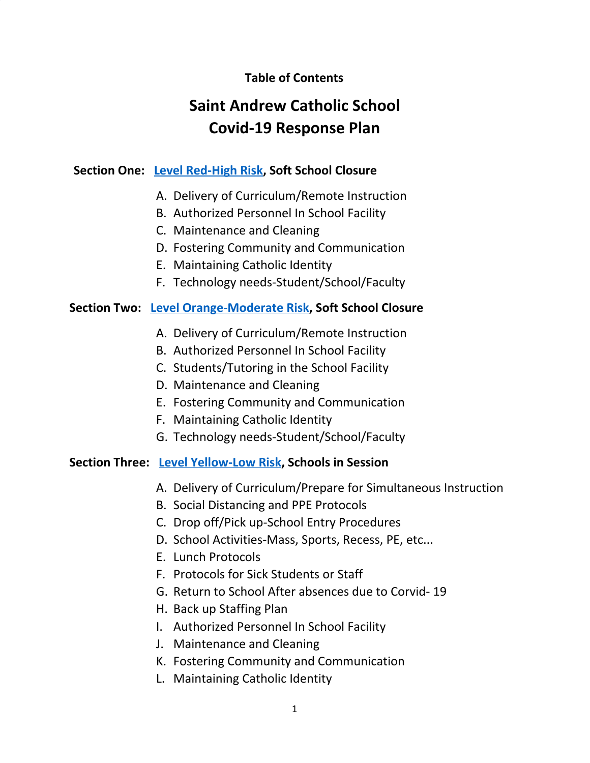**Table of Contents**

# Saint Andrew Catholic School
# Covid-19 Response Plan

**Section One: Level Red-High Risk, Soft School Closure**

A. Delivery of Curriculum/Remote Instruction
B. Authorized Personnel In School Facility
C. Maintenance and Cleaning
D. Fostering Community and Communication
E. Maintaining Catholic Identity
F. Technology needs-Student/School/Faculty

**Section Two: Level Orange-Moderate Risk, Soft School Closure**

A. Delivery of Curriculum/Remote Instruction
B. Authorized Personnel In School Facility
C. Students/Tutoring in the School Facility
D. Maintenance and Cleaning
E. Fostering Community and Communication
F. Maintaining Catholic Identity
G. Technology needs-Student/School/Faculty

**Section Three: Level Yellow-Low Risk, Schools in Session**

A. Delivery of Curriculum/Prepare for Simultaneous Instruction
B. Social Distancing and PPE Protocols
C. Drop off/Pick up-School Entry Procedures
D. School Activities-Mass, Sports, Recess, PE, etc...
E. Lunch Protocols
F. Protocols for Sick Students or Staff
G. Return to School After absences due to Corvid- 19
H. Back up Staffing Plan
I. Authorized Personnel In School Facility
J. Maintenance and Cleaning
K. Fostering Community and Communication
L. Maintaining Catholic Identity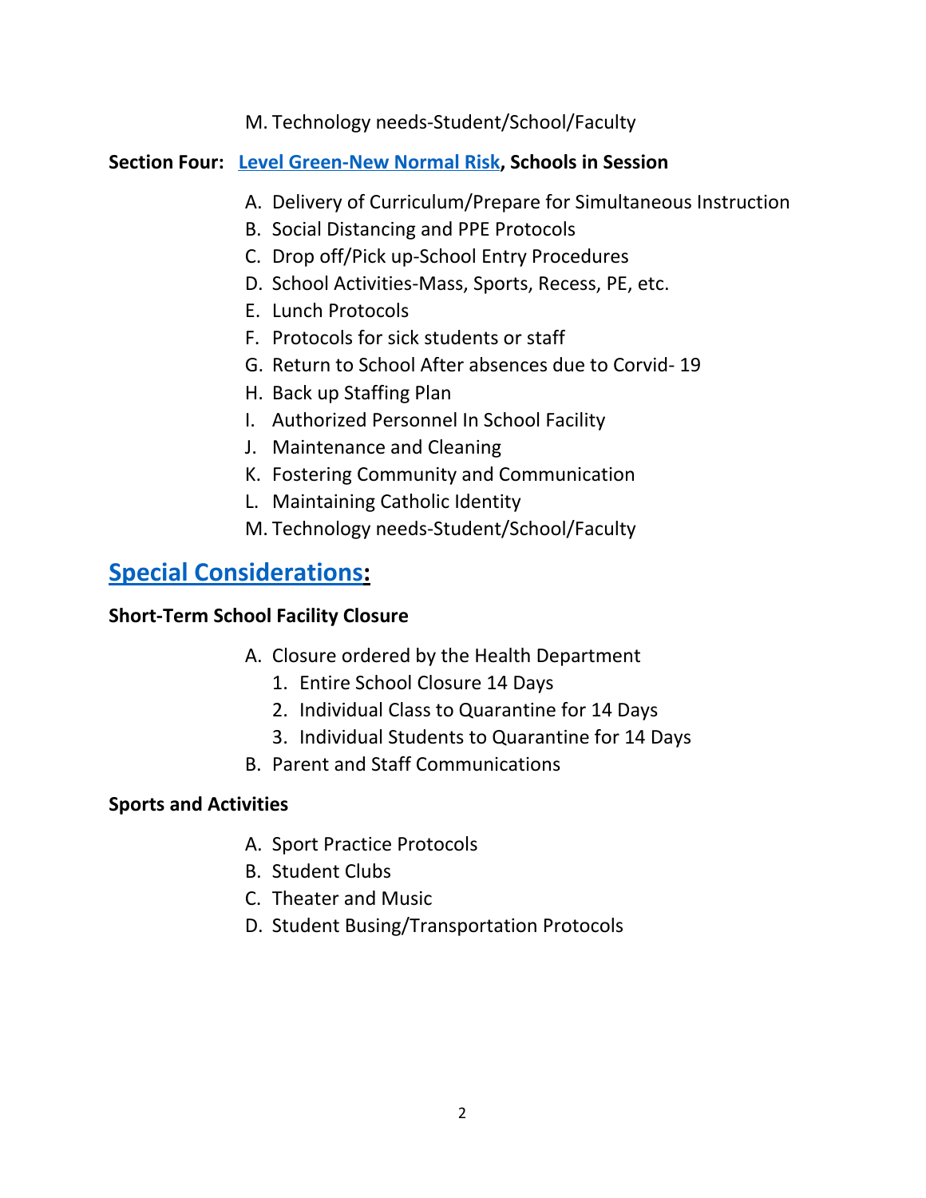M. Technology needs-Student/School/Faculty

**Section Four: Level Green-New Normal Risk, Schools in Session**

A. Delivery of Curriculum/Prepare for Simultaneous Instruction
B. Social Distancing and PPE Protocols
C. Drop off/Pick up-School Entry Procedures
D. School Activities-Mass, Sports, Recess, PE, etc.
E. Lunch Protocols
F. Protocols for sick students or staff
G. Return to School After absences due to Corvid- 19
H. Back up Staffing Plan
I. Authorized Personnel In School Facility
J. Maintenance and Cleaning
K. Fostering Community and Communication
L. Maintaining Catholic Identity
M. Technology needs-Student/School/Faculty

## Special Considerations:

**Short-Term School Facility Closure**

A. Closure ordered by the Health Department
   1. Entire School Closure 14 Days
   2. Individual Class to Quarantine for 14 Days
   3. Individual Students to Quarantine for 14 Days
B. Parent and Staff Communications

**Sports and Activities**

A. Sport Practice Protocols
B. Student Clubs
C. Theater and Music
D. Student Busing/Transportation Protocols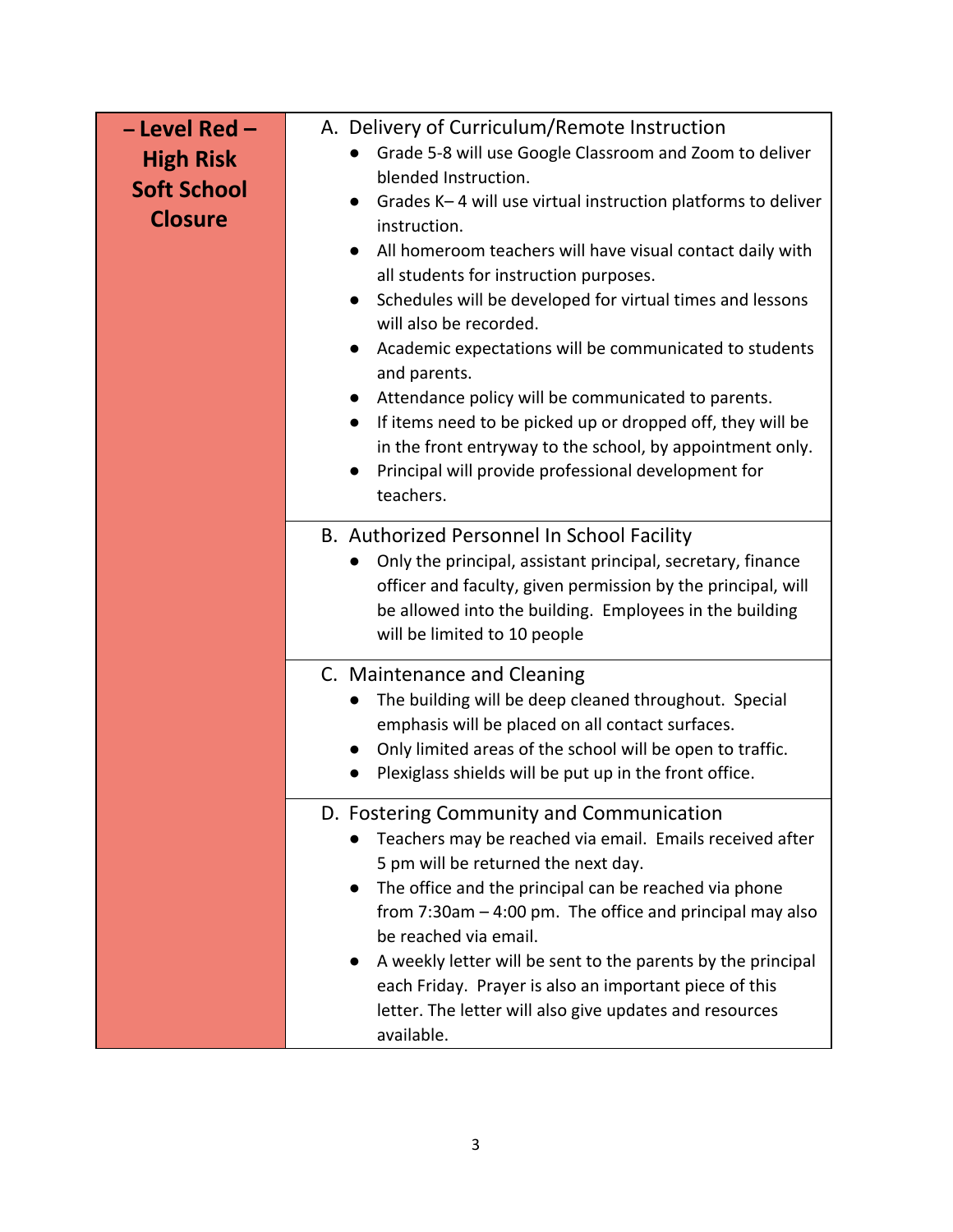## – Level Red – High Risk Soft School Closure

### A. Delivery of Curriculum/Remote Instruction

- Grade 5-8 will use Google Classroom and Zoom to deliver blended Instruction.
- Grades K– 4 will use virtual instruction platforms to deliver instruction.
- All homeroom teachers will have visual contact daily with all students for instruction purposes.
- Schedules will be developed for virtual times and lessons will also be recorded.
- Academic expectations will be communicated to students and parents.
- Attendance policy will be communicated to parents.
- If items need to be picked up or dropped off, they will be in the front entryway to the school, by appointment only.
- Principal will provide professional development for teachers.

### B. Authorized Personnel In School Facility

- Only the principal, assistant principal, secretary, finance officer and faculty, given permission by the principal, will be allowed into the building. Employees in the building will be limited to 10 people

### C. Maintenance and Cleaning

- The building will be deep cleaned throughout. Special emphasis will be placed on all contact surfaces.
- Only limited areas of the school will be open to traffic.
- Plexiglass shields will be put up in the front office.

### D. Fostering Community and Communication

- Teachers may be reached via email. Emails received after 5 pm will be returned the next day.
- The office and the principal can be reached via phone from 7:30am – 4:00 pm. The office and principal may also be reached via email.
- A weekly letter will be sent to the parents by the principal each Friday. Prayer is also an important piece of this letter. The letter will also give updates and resources available.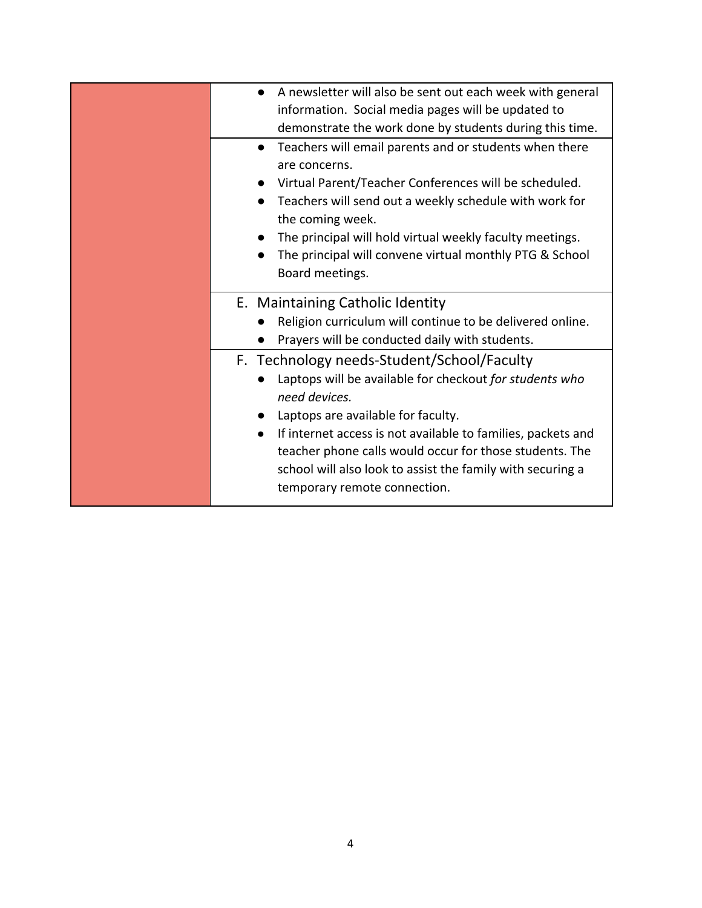| | |
|---|---|
| | • A newsletter will also be sent out each week with general information. Social media pages will be updated to demonstrate the work done by students during this time. |
| | • Teachers will email parents and or students when there are concerns.<br>• Virtual Parent/Teacher Conferences will be scheduled.<br>• Teachers will send out a weekly schedule with work for the coming week.<br>• The principal will hold virtual weekly faculty meetings.<br>• The principal will convene virtual monthly PTG & School Board meetings. |
| | E. Maintaining Catholic Identity<br>• Religion curriculum will continue to be delivered online.<br>• Prayers will be conducted daily with students. |
| | F. Technology needs-Student/School/Faculty<br>• Laptops will be available for checkout *for students who need devices.*<br>• Laptops are available for faculty.<br>• If internet access is not available to families, packets and teacher phone calls would occur for those students. The school will also look to assist the family with securing a temporary remote connection. |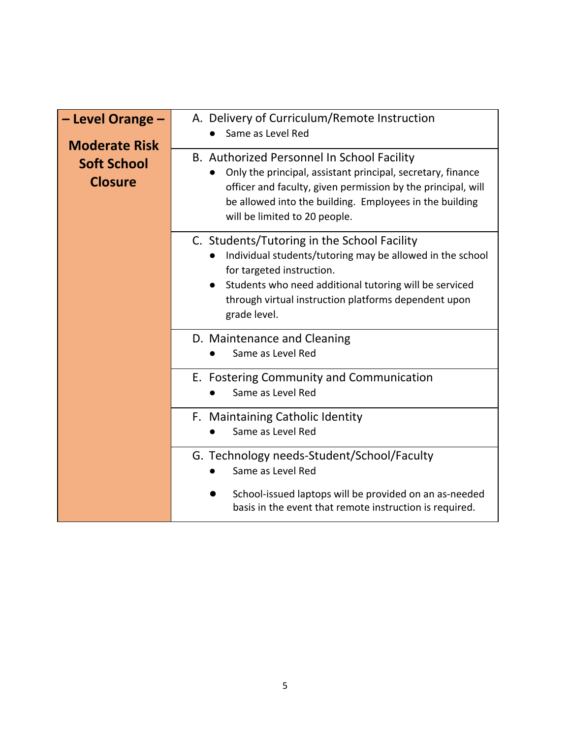| – Level Orange – Moderate Risk Soft School Closure | |
|---|---|
| | A. Delivery of Curriculum/Remote Instruction <br> ● Same as Level Red |
| | B. Authorized Personnel In School Facility <br> ● Only the principal, assistant principal, secretary, finance officer and faculty, given permission by the principal, will be allowed into the building. Employees in the building will be limited to 20 people. |
| | C. Students/Tutoring in the School Facility <br> ● Individual students/tutoring may be allowed in the school for targeted instruction. <br> ● Students who need additional tutoring will be serviced through virtual instruction platforms dependent upon grade level. |
| | D. Maintenance and Cleaning <br> ● Same as Level Red |
| | E. Fostering Community and Communication <br> ● Same as Level Red |
| | F. Maintaining Catholic Identity <br> ● Same as Level Red |
| | G. Technology needs-Student/School/Faculty <br> ● Same as Level Red <br> ● School-issued laptops will be provided on an as-needed basis in the event that remote instruction is required. |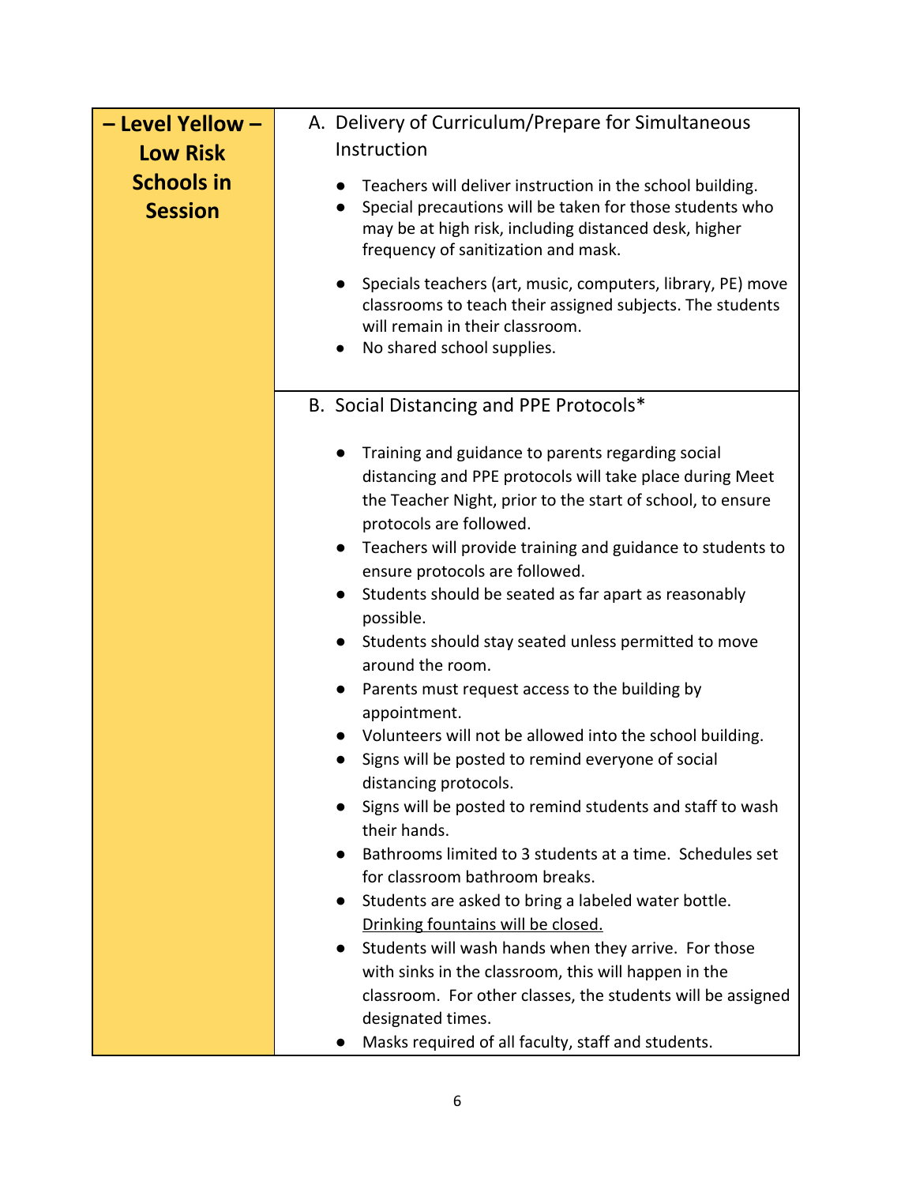| – Level Yellow – Low Risk Schools in Session | A. Delivery of Curriculum/Prepare for Simultaneous Instruction<br><br>● Teachers will deliver instruction in the school building.<br>● Special precautions will be taken for those students who may be at high risk, including distanced desk, higher frequency of sanitization and mask.<br>● Specials teachers (art, music, computers, library, PE) move classrooms to teach their assigned subjects. The students will remain in their classroom.<br>● No shared school supplies. |
|---|---|
| | B. Social Distancing and PPE Protocols*<br><br>● Training and guidance to parents regarding social distancing and PPE protocols will take place during Meet the Teacher Night, prior to the start of school, to ensure protocols are followed.<br>● Teachers will provide training and guidance to students to ensure protocols are followed.<br>● Students should be seated as far apart as reasonably possible.<br>● Students should stay seated unless permitted to move around the room.<br>● Parents must request access to the building by appointment.<br>● Volunteers will not be allowed into the school building.<br>● Signs will be posted to remind everyone of social distancing protocols.<br>● Signs will be posted to remind students and staff to wash their hands.<br>● Bathrooms limited to 3 students at a time. Schedules set for classroom bathroom breaks.<br>● Students are asked to bring a labeled water bottle. <u>Drinking fountains will be closed.</u><br>● Students will wash hands when they arrive. For those with sinks in the classroom, this will happen in the classroom. For other classes, the students will be assigned designated times.<br>● Masks required of all faculty, staff and students. |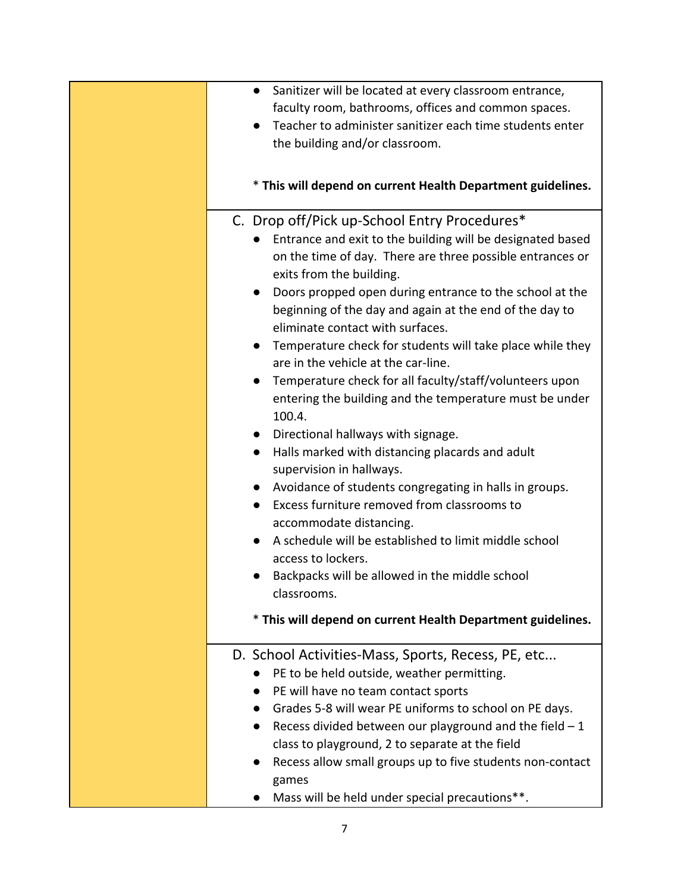| | |
|---|---|
| | <ul><li>Sanitizer will be located at every classroom entrance, faculty room, bathrooms, offices and common spaces.</li><li>Teacher to administer sanitizer each time students enter the building and/or classroom.</li></ul><br>* **This will depend on current Health Department guidelines.** |
| | C. Drop off/Pick up-School Entry Procedures*<ul><li>Entrance and exit to the building will be designated based on the time of day. There are three possible entrances or exits from the building.</li><li>Doors propped open during entrance to the school at the beginning of the day and again at the end of the day to eliminate contact with surfaces.</li><li>Temperature check for students will take place while they are in the vehicle at the car-line.</li><li>Temperature check for all faculty/staff/volunteers upon entering the building and the temperature must be under 100.4.</li><li>Directional hallways with signage.</li><li>Halls marked with distancing placards and adult supervision in hallways.</li><li>Avoidance of students congregating in halls in groups.</li><li>Excess furniture removed from classrooms to accommodate distancing.</li><li>A schedule will be established to limit middle school access to lockers.</li><li>Backpacks will be allowed in the middle school classrooms.</li></ul>* **This will depend on current Health Department guidelines.** |
| | D. School Activities-Mass, Sports, Recess, PE, etc...<ul><li>PE to be held outside, weather permitting.</li><li>PE will have no team contact sports</li><li>Grades 5-8 will wear PE uniforms to school on PE days.</li><li>Recess divided between our playground and the field – 1 class to playground, 2 to separate at the field</li><li>Recess allow small groups up to five students non-contact games</li><li>Mass will be held under special precautions**.</li></ul> |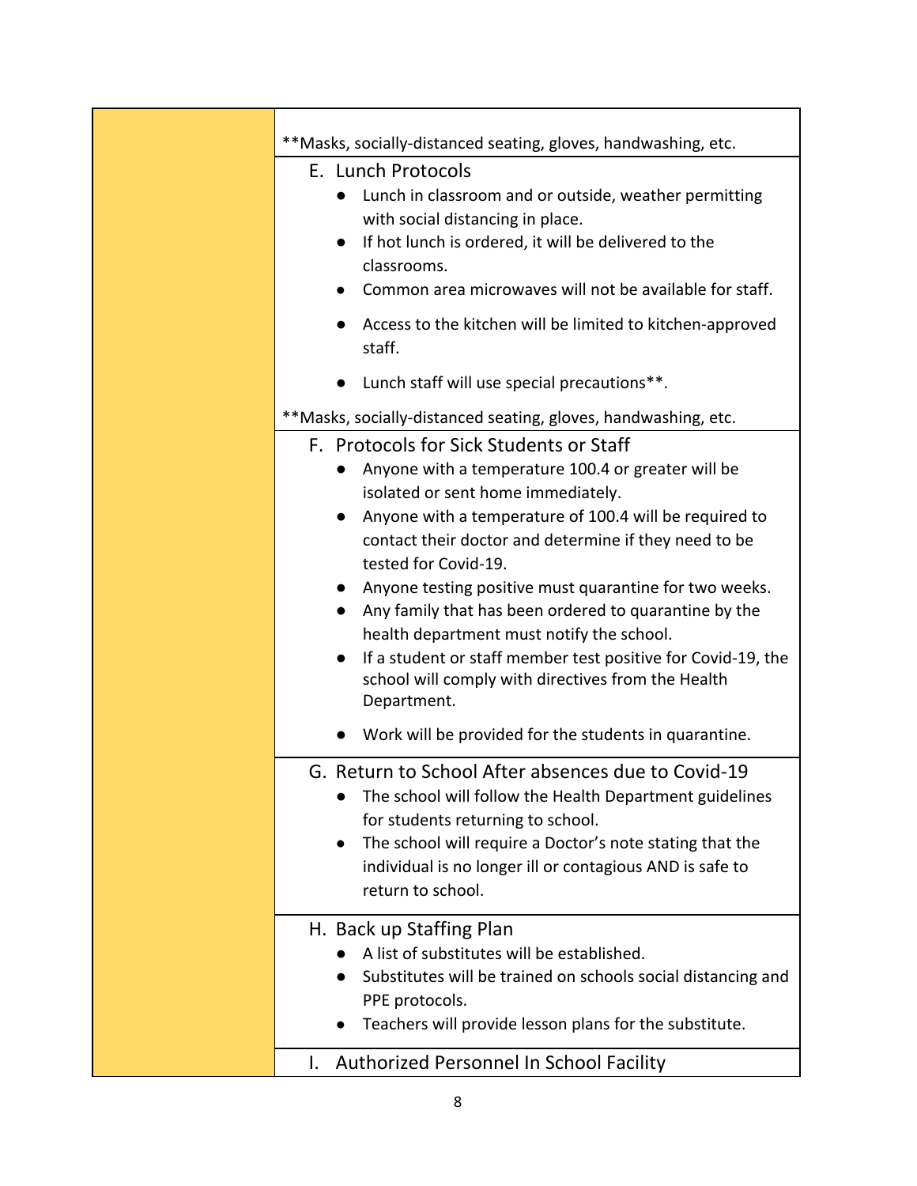**Masks, socially-distanced seating, gloves, handwashing, etc.

E. Lunch Protocols

- Lunch in classroom and or outside, weather permitting with social distancing in place.
- If hot lunch is ordered, it will be delivered to the classrooms.
- Common area microwaves will not be available for staff.
- Access to the kitchen will be limited to kitchen-approved staff.
- Lunch staff will use special precautions**.

**Masks, socially-distanced seating, gloves, handwashing, etc.

F. Protocols for Sick Students or Staff

- Anyone with a temperature 100.4 or greater will be isolated or sent home immediately.
- Anyone with a temperature of 100.4 will be required to contact their doctor and determine if they need to be tested for Covid-19.
- Anyone testing positive must quarantine for two weeks.
- Any family that has been ordered to quarantine by the health department must notify the school.
- If a student or staff member test positive for Covid-19, the school will comply with directives from the Health Department.
- Work will be provided for the students in quarantine.

G. Return to School After absences due to Covid-19

- The school will follow the Health Department guidelines for students returning to school.
- The school will require a Doctor's note stating that the individual is no longer ill or contagious AND is safe to return to school.

H. Back up Staffing Plan

- A list of substitutes will be established.
- Substitutes will be trained on schools social distancing and PPE protocols.
- Teachers will provide lesson plans for the substitute.

I. Authorized Personnel In School Facility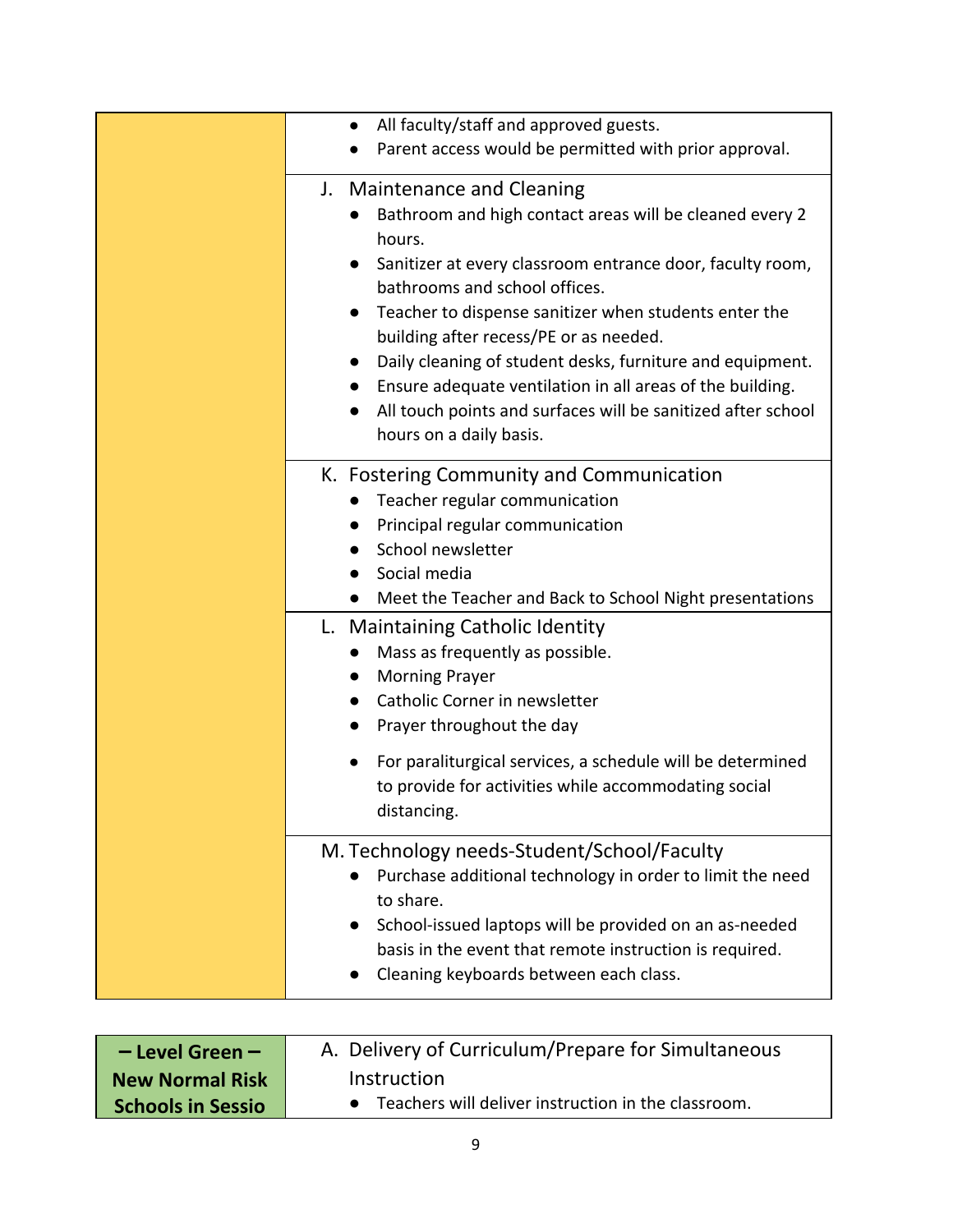| | |
|---|---|
| | • All faculty/staff and approved guests.<br>• Parent access would be permitted with prior approval. |
| | J. Maintenance and Cleaning<br>• Bathroom and high contact areas will be cleaned every 2 hours.<br>• Sanitizer at every classroom entrance door, faculty room, bathrooms and school offices.<br>• Teacher to dispense sanitizer when students enter the building after recess/PE or as needed.<br>• Daily cleaning of student desks, furniture and equipment.<br>• Ensure adequate ventilation in all areas of the building.<br>• All touch points and surfaces will be sanitized after school hours on a daily basis. |
| | K. Fostering Community and Communication<br>• Teacher regular communication<br>• Principal regular communication<br>• School newsletter<br>• Social media<br>• Meet the Teacher and Back to School Night presentations |
| | L. Maintaining Catholic Identity<br>• Mass as frequently as possible.<br>• Morning Prayer<br>• Catholic Corner in newsletter<br>• Prayer throughout the day<br>• For paraliturgical services, a schedule will be determined to provide for activities while accommodating social distancing. |
| | M. Technology needs-Student/School/Faculty<br>• Purchase additional technology in order to limit the need to share.<br>• School-issued laptops will be provided on an as-needed basis in the event that remote instruction is required.<br>• Cleaning keyboards between each class. |

| **– Level Green – New Normal Risk Schools in Sessio** | A. Delivery of Curriculum/Prepare for Simultaneous Instruction<br>• Teachers will deliver instruction in the classroom. |
|---|---|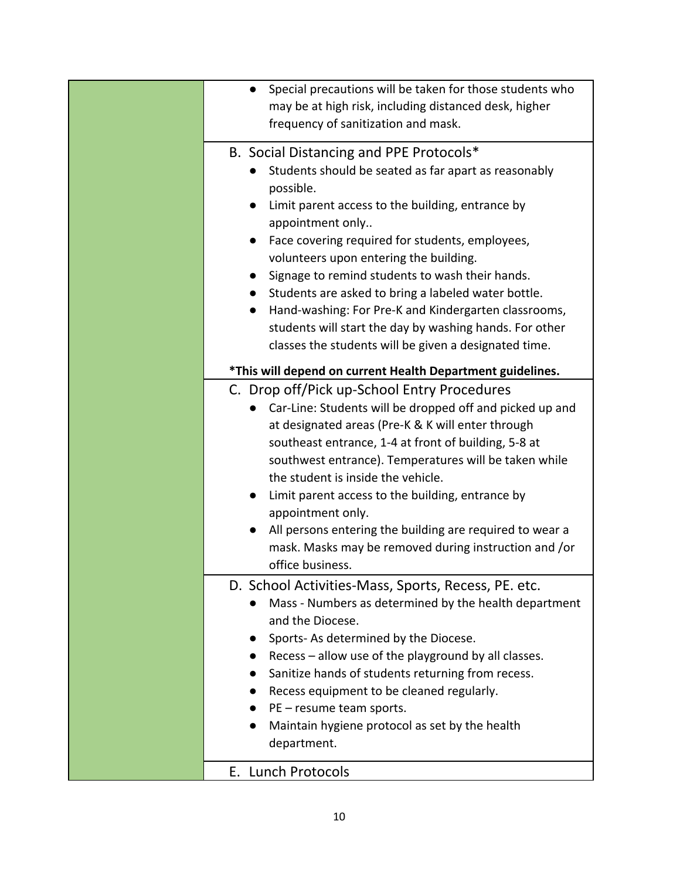- Special precautions will be taken for those students who may be at high risk, including distanced desk, higher frequency of sanitization and mask.

B. Social Distancing and PPE Protocols*

- Students should be seated as far apart as reasonably possible.
- Limit parent access to the building, entrance by appointment only..
- Face covering required for students, employees, volunteers upon entering the building.
- Signage to remind students to wash their hands.
- Students are asked to bring a labeled water bottle.
- Hand-washing: For Pre-K and Kindergarten classrooms, students will start the day by washing hands. For other classes the students will be given a designated time.

**\*This will depend on current Health Department guidelines.**

C. Drop off/Pick up-School Entry Procedures

- Car-Line: Students will be dropped off and picked up and at designated areas (Pre-K & K will enter through southeast entrance, 1-4 at front of building, 5-8 at southwest entrance). Temperatures will be taken while the student is inside the vehicle.
- Limit parent access to the building, entrance by appointment only.
- All persons entering the building are required to wear a mask. Masks may be removed during instruction and /or office business.

D. School Activities-Mass, Sports, Recess, PE. etc.

- Mass - Numbers as determined by the health department and the Diocese.
- Sports- As determined by the Diocese.
- Recess – allow use of the playground by all classes.
- Sanitize hands of students returning from recess.
- Recess equipment to be cleaned regularly.
- PE – resume team sports.
- Maintain hygiene protocol as set by the health department.

E. Lunch Protocols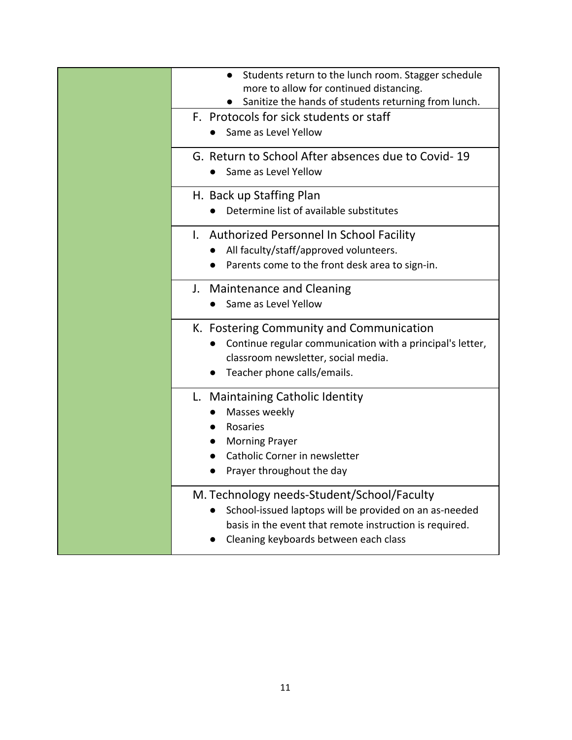| | |
|---|---|
| | • Students return to the lunch room. Stagger schedule more to allow for continued distancing.<br>• Sanitize the hands of students returning from lunch. |
| | **F. Protocols for sick students or staff**<br>• Same as Level Yellow |
| | **G. Return to School After absences due to Covid- 19**<br>• Same as Level Yellow |
| | **H. Back up Staffing Plan**<br>• Determine list of available substitutes |
| | **I. Authorized Personnel In School Facility**<br>• All faculty/staff/approved volunteers.<br>• Parents come to the front desk area to sign-in. |
| | **J. Maintenance and Cleaning**<br>• Same as Level Yellow |
| | **K. Fostering Community and Communication**<br>• Continue regular communication with a principal's letter, classroom newsletter, social media.<br>• Teacher phone calls/emails. |
| | **L. Maintaining Catholic Identity**<br>• Masses weekly<br>• Rosaries<br>• Morning Prayer<br>• Catholic Corner in newsletter<br>• Prayer throughout the day |
| | **M. Technology needs-Student/School/Faculty**<br>• School-issued laptops will be provided on an as-needed basis in the event that remote instruction is required.<br>• Cleaning keyboards between each class |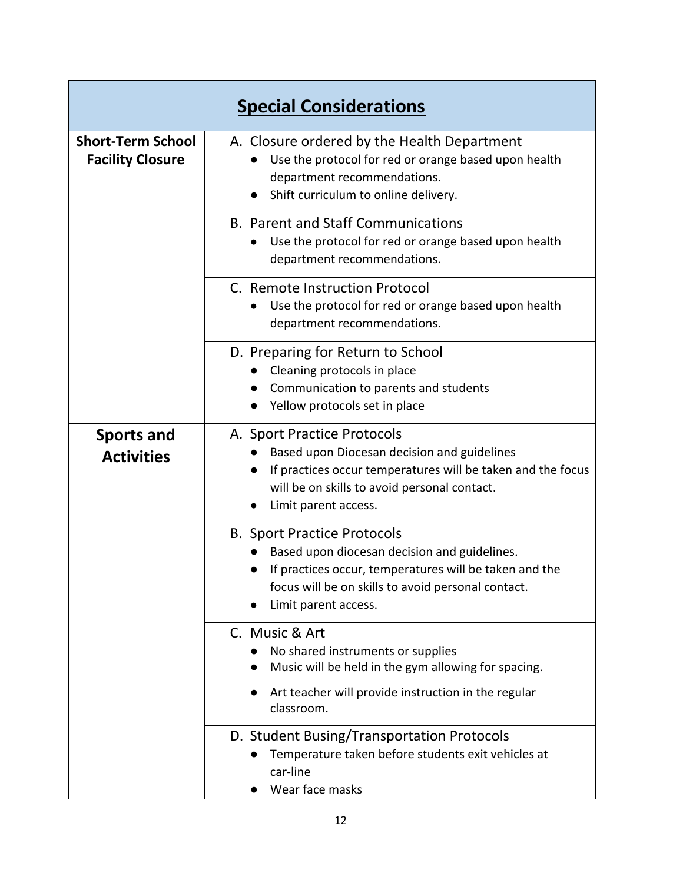| Special Considerations | |
|---|---|
| **Short-Term School Facility Closure** | A. Closure ordered by the Health Department<br>● Use the protocol for red or orange based upon health department recommendations.<br>● Shift curriculum to online delivery. |
| | B. Parent and Staff Communications<br>● Use the protocol for red or orange based upon health department recommendations. |
| | C. Remote Instruction Protocol<br>● Use the protocol for red or orange based upon health department recommendations. |
| | D. Preparing for Return to School<br>● Cleaning protocols in place<br>● Communication to parents and students<br>● Yellow protocols set in place |
| **Sports and Activities** | A. Sport Practice Protocols<br>● Based upon Diocesan decision and guidelines<br>● If practices occur temperatures will be taken and the focus will be on skills to avoid personal contact.<br>● Limit parent access. |
| | B. Sport Practice Protocols<br>● Based upon diocesan decision and guidelines.<br>● If practices occur, temperatures will be taken and the focus will be on skills to avoid personal contact.<br>● Limit parent access. |
| | C. Music & Art<br>● No shared instruments or supplies<br>● Music will be held in the gym allowing for spacing.<br>● Art teacher will provide instruction in the regular classroom. |
| | D. Student Busing/Transportation Protocols<br>● Temperature taken before students exit vehicles at car-line<br>● Wear face masks |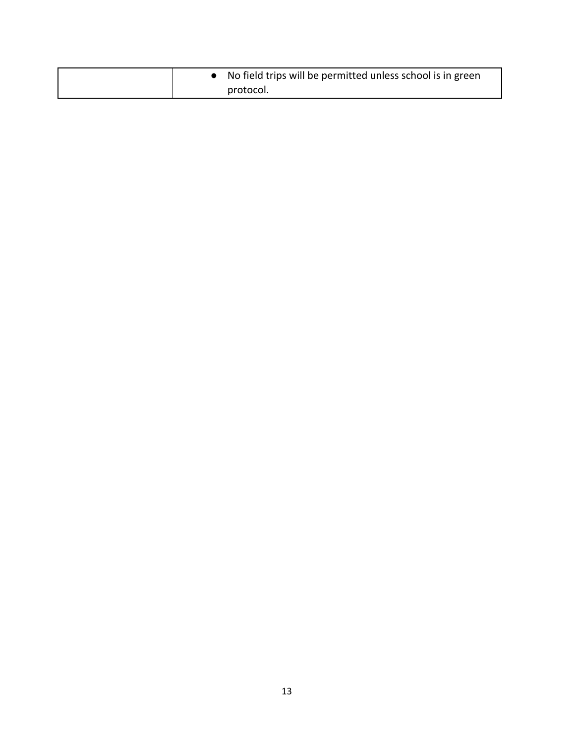| | |
|---|---|
| | • No field trips will be permitted unless school is in green protocol. |